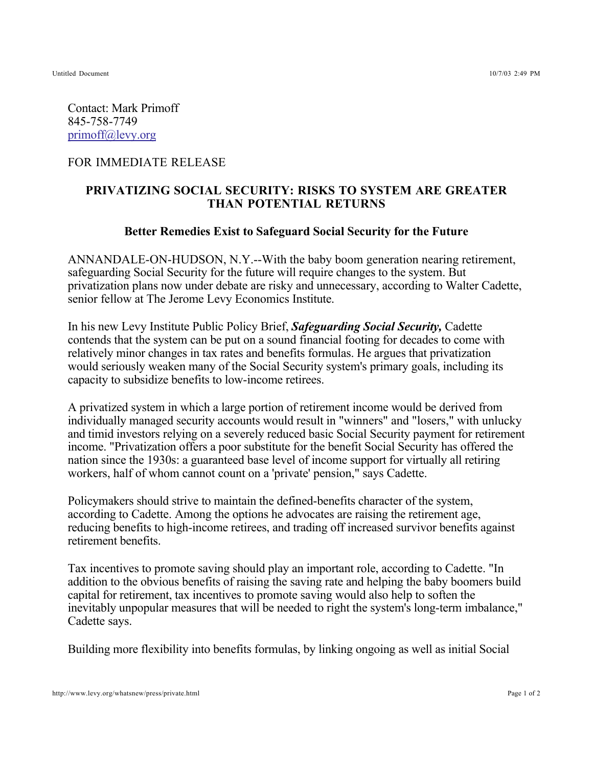Contact: Mark Primoff
845-758-7749
[primoff@levy.org](mailto:primoff@levy.org)

FOR IMMEDIATE RELEASE

## PRIVATIZING SOCIAL SECURITY: RISKS TO SYSTEM ARE GREATER THAN POTENTIAL RETURNS

### Better Remedies Exist to Safeguard Social Security for the Future

ANNANDALE-ON-HUDSON, N.Y.--With the baby boom generation nearing retirement, safeguarding Social Security for the future will require changes to the system. But privatization plans now under debate are risky and unnecessary, according to Walter Cadette, senior fellow at The Jerome Levy Economics Institute.

In his new Levy Institute Public Policy Brief, ***Safeguarding Social Security,*** Cadette contends that the system can be put on a sound financial footing for decades to come with relatively minor changes in tax rates and benefits formulas. He argues that privatization would seriously weaken many of the Social Security system's primary goals, including its capacity to subsidize benefits to low-income retirees.

A privatized system in which a large portion of retirement income would be derived from individually managed security accounts would result in "winners" and "losers," with unlucky and timid investors relying on a severely reduced basic Social Security payment for retirement income. "Privatization offers a poor substitute for the benefit Social Security has offered the nation since the 1930s: a guaranteed base level of income support for virtually all retiring workers, half of whom cannot count on a 'private' pension," says Cadette.

Policymakers should strive to maintain the defined-benefits character of the system, according to Cadette. Among the options he advocates are raising the retirement age, reducing benefits to high-income retirees, and trading off increased survivor benefits against retirement benefits.

Tax incentives to promote saving should play an important role, according to Cadette. "In addition to the obvious benefits of raising the saving rate and helping the baby boomers build capital for retirement, tax incentives to promote saving would also help to soften the inevitably unpopular measures that will be needed to right the system's long-term imbalance," Cadette says.

Building more flexibility into benefits formulas, by linking ongoing as well as initial Social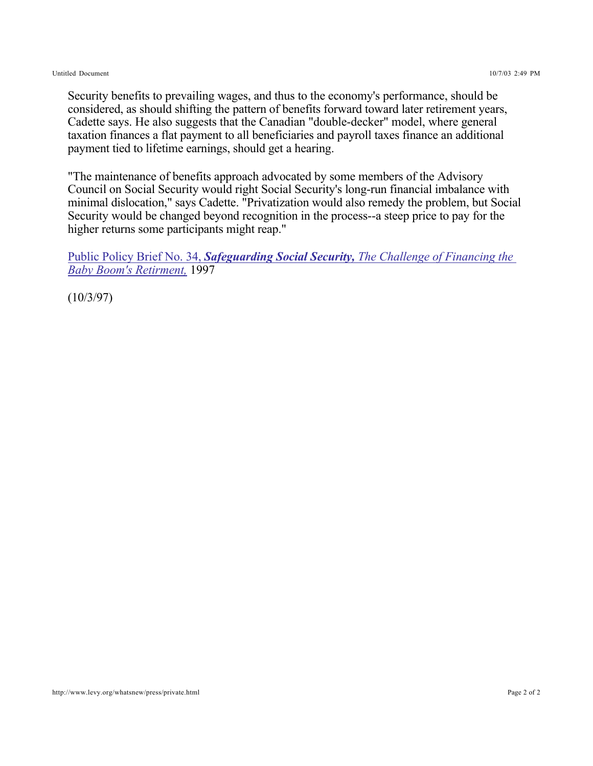Security benefits to prevailing wages, and thus to the economy's performance, should be considered, as should shifting the pattern of benefits forward toward later retirement years, Cadette says. He also suggests that the Canadian "double-decker" model, where general taxation finances a flat payment to all beneficiaries and payroll taxes finance an additional payment tied to lifetime earnings, should get a hearing.

"The maintenance of benefits approach advocated by some members of the Advisory Council on Social Security would right Social Security's long-run financial imbalance with minimal dislocation," says Cadette. "Privatization would also remedy the problem, but Social Security would be changed beyond recognition in the process--a steep price to pay for the higher returns some participants might reap."

Public Policy Brief No. 34, ***Safeguarding Social Security,*** *The Challenge of Financing the Baby Boom's Retirment,* 1997

(10/3/97)